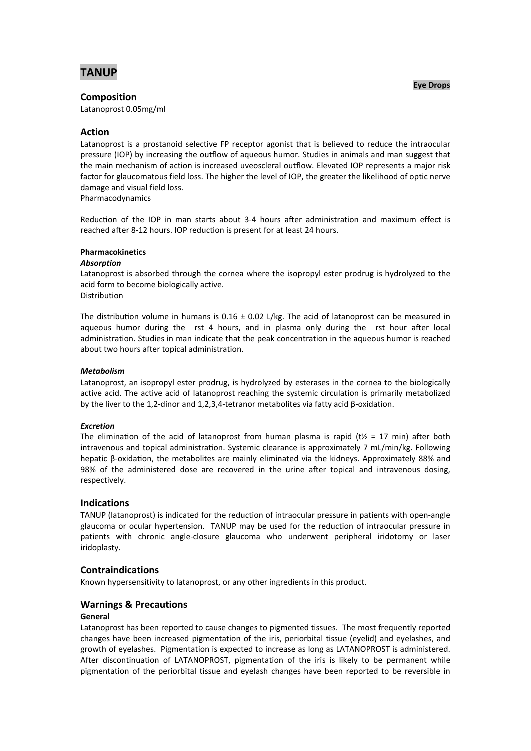# TANUP

**Eye Drops**

## Composition

Latanoprost 0.05mg/ml

## Action

Latanoprost is a prostanoid selective FP receptor agonist that is believed to reduce the intraocular pressure (IOP) by increasing the outflow of aqueous humor. Studies in animals and man suggest that the main mechanism of action is increased uveoscleral outflow. Elevated IOP represents a major risk factor for glaucomatous field loss. The higher the level of IOP, the greater the likelihood of optic nerve damage and visual field loss.

Pharmacodynamics

Reduction of the IOP in man starts about 3-4 hours after administration and maximum effect is reached after 8-12 hours. IOP reduction is present for at least 24 hours.

**Pharmacokinetics**

***Absorption***

Latanoprost is absorbed through the cornea where the isopropyl ester prodrug is hydrolyzed to the acid form to become biologically active.

Distribution

The distribution volume in humans is 0.16 ± 0.02 L/kg. The acid of latanoprost can be measured in aqueous humor during the rst 4 hours, and in plasma only during the rst hour after local administration. Studies in man indicate that the peak concentration in the aqueous humor is reached about two hours after topical administration.

***Metabolism***

Latanoprost, an isopropyl ester prodrug, is hydrolyzed by esterases in the cornea to the biologically active acid. The active acid of latanoprost reaching the systemic circulation is primarily metabolized by the liver to the 1,2-dinor and 1,2,3,4-tetranor metabolites via fatty acid β-oxidation.

***Excretion***

The elimination of the acid of latanoprost from human plasma is rapid ($t_{½}$ = 17 min) after both intravenous and topical administration. Systemic clearance is approximately 7 mL/min/kg. Following hepatic β-oxidation, the metabolites are mainly eliminated via the kidneys. Approximately 88% and 98% of the administered dose are recovered in the urine after topical and intravenous dosing, respectively.

## Indications

TANUP (latanoprost) is indicated for the reduction of intraocular pressure in patients with open-angle glaucoma or ocular hypertension. TANUP may be used for the reduction of intraocular pressure in patients with chronic angle-closure glaucoma who underwent peripheral iridotomy or laser iridoplasty.

## Contraindications

Known hypersensitivity to latanoprost, or any other ingredients in this product.

## Warnings & Precautions

**General**

Latanoprost has been reported to cause changes to pigmented tissues. The most frequently reported changes have been increased pigmentation of the iris, periorbital tissue (eyelid) and eyelashes, and growth of eyelashes. Pigmentation is expected to increase as long as LATANOPROST is administered. After discontinuation of LATANOPROST, pigmentation of the iris is likely to be permanent while pigmentation of the periorbital tissue and eyelash changes have been reported to be reversible in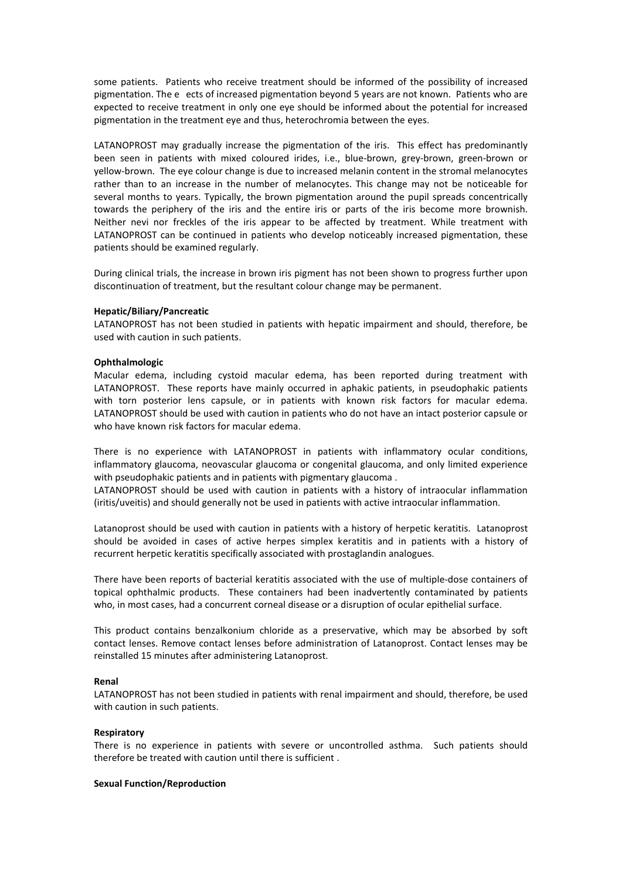some patients. Patients who receive treatment should be informed of the possibility of increased pigmentation. The e ects of increased pigmentation beyond 5 years are not known. Patients who are expected to receive treatment in only one eye should be informed about the potential for increased pigmentation in the treatment eye and thus, heterochromia between the eyes.

LATANOPROST may gradually increase the pigmentation of the iris. This effect has predominantly been seen in patients with mixed coloured irides, i.e., blue-brown, grey-brown, green-brown or yellow-brown. The eye colour change is due to increased melanin content in the stromal melanocytes rather than to an increase in the number of melanocytes. This change may not be noticeable for several months to years. Typically, the brown pigmentation around the pupil spreads concentrically towards the periphery of the iris and the entire iris or parts of the iris become more brownish. Neither nevi nor freckles of the iris appear to be affected by treatment. While treatment with LATANOPROST can be continued in patients who develop noticeably increased pigmentation, these patients should be examined regularly.

During clinical trials, the increase in brown iris pigment has not been shown to progress further upon discontinuation of treatment, but the resultant colour change may be permanent.

**Hepatic/Biliary/Pancreatic**

LATANOPROST has not been studied in patients with hepatic impairment and should, therefore, be used with caution in such patients.

**Ophthalmologic**

Macular edema, including cystoid macular edema, has been reported during treatment with LATANOPROST. These reports have mainly occurred in aphakic patients, in pseudophakic patients with torn posterior lens capsule, or in patients with known risk factors for macular edema. LATANOPROST should be used with caution in patients who do not have an intact posterior capsule or who have known risk factors for macular edema.

There is no experience with LATANOPROST in patients with inflammatory ocular conditions, inflammatory glaucoma, neovascular glaucoma or congenital glaucoma, and only limited experience with pseudophakic patients and in patients with pigmentary glaucoma .

LATANOPROST should be used with caution in patients with a history of intraocular inflammation (iritis/uveitis) and should generally not be used in patients with active intraocular inflammation.

Latanoprost should be used with caution in patients with a history of herpetic keratitis. Latanoprost should be avoided in cases of active herpes simplex keratitis and in patients with a history of recurrent herpetic keratitis specifically associated with prostaglandin analogues.

There have been reports of bacterial keratitis associated with the use of multiple-dose containers of topical ophthalmic products. These containers had been inadvertently contaminated by patients who, in most cases, had a concurrent corneal disease or a disruption of ocular epithelial surface.

This product contains benzalkonium chloride as a preservative, which may be absorbed by soft contact lenses. Remove contact lenses before administration of Latanoprost. Contact lenses may be reinstalled 15 minutes after administering Latanoprost.

**Renal**

LATANOPROST has not been studied in patients with renal impairment and should, therefore, be used with caution in such patients.

**Respiratory**

There is no experience in patients with severe or uncontrolled asthma. Such patients should therefore be treated with caution until there is sufficient .

**Sexual Function/Reproduction**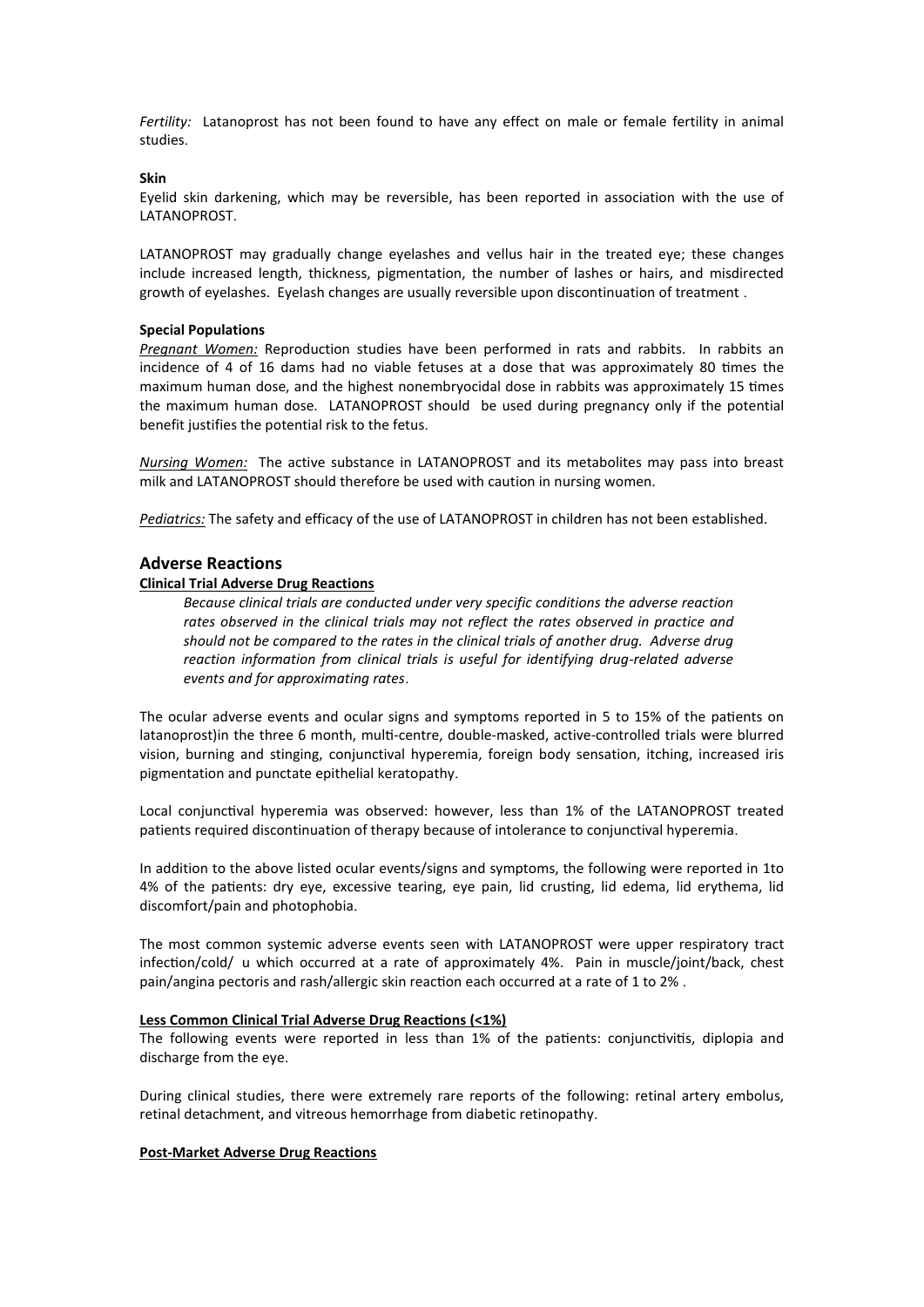*Fertility:* Latanoprost has not been found to have any effect on male or female fertility in animal studies.

**Skin**

Eyelid skin darkening, which may be reversible, has been reported in association with the use of LATANOPROST.

LATANOPROST may gradually change eyelashes and vellus hair in the treated eye; these changes include increased length, thickness, pigmentation, the number of lashes or hairs, and misdirected growth of eyelashes. Eyelash changes are usually reversible upon discontinuation of treatment .

**Special Populations**

*Pregnant Women:* Reproduction studies have been performed in rats and rabbits. In rabbits an incidence of 4 of 16 dams had no viable fetuses at a dose that was approximately 80 times the maximum human dose, and the highest nonembryocidal dose in rabbits was approximately 15 times the maximum human dose. LATANOPROST should be used during pregnancy only if the potential benefit justifies the potential risk to the fetus.

*Nursing Women:* The active substance in LATANOPROST and its metabolites may pass into breast milk and LATANOPROST should therefore be used with caution in nursing women.

*Pediatrics:* The safety and efficacy of the use of LATANOPROST in children has not been established.

## Adverse Reactions

**Clinical Trial Adverse Drug Reactions**

> *Because clinical trials are conducted under very specific conditions the adverse reaction rates observed in the clinical trials may not reflect the rates observed in practice and should not be compared to the rates in the clinical trials of another drug. Adverse drug reaction information from clinical trials is useful for identifying drug-related adverse events and for approximating rates.*

The ocular adverse events and ocular signs and symptoms reported in 5 to 15% of the patients on latanoprost)in the three 6 month, multi-centre, double-masked, active-controlled trials were blurred vision, burning and stinging, conjunctival hyperemia, foreign body sensation, itching, increased iris pigmentation and punctate epithelial keratopathy.

Local conjunctival hyperemia was observed: however, less than 1% of the LATANOPROST treated patients required discontinuation of therapy because of intolerance to conjunctival hyperemia.

In addition to the above listed ocular events/signs and symptoms, the following were reported in 1to 4% of the patients: dry eye, excessive tearing, eye pain, lid crusting, lid edema, lid erythema, lid discomfort/pain and photophobia.

The most common systemic adverse events seen with LATANOPROST were upper respiratory tract infection/cold/ u which occurred at a rate of approximately 4%. Pain in muscle/joint/back, chest pain/angina pectoris and rash/allergic skin reaction each occurred at a rate of 1 to 2% .

**Less Common Clinical Trial Adverse Drug Reactions (<1%)**

The following events were reported in less than 1% of the patients: conjunctivitis, diplopia and discharge from the eye.

During clinical studies, there were extremely rare reports of the following: retinal artery embolus, retinal detachment, and vitreous hemorrhage from diabetic retinopathy.

**Post-Market Adverse Drug Reactions**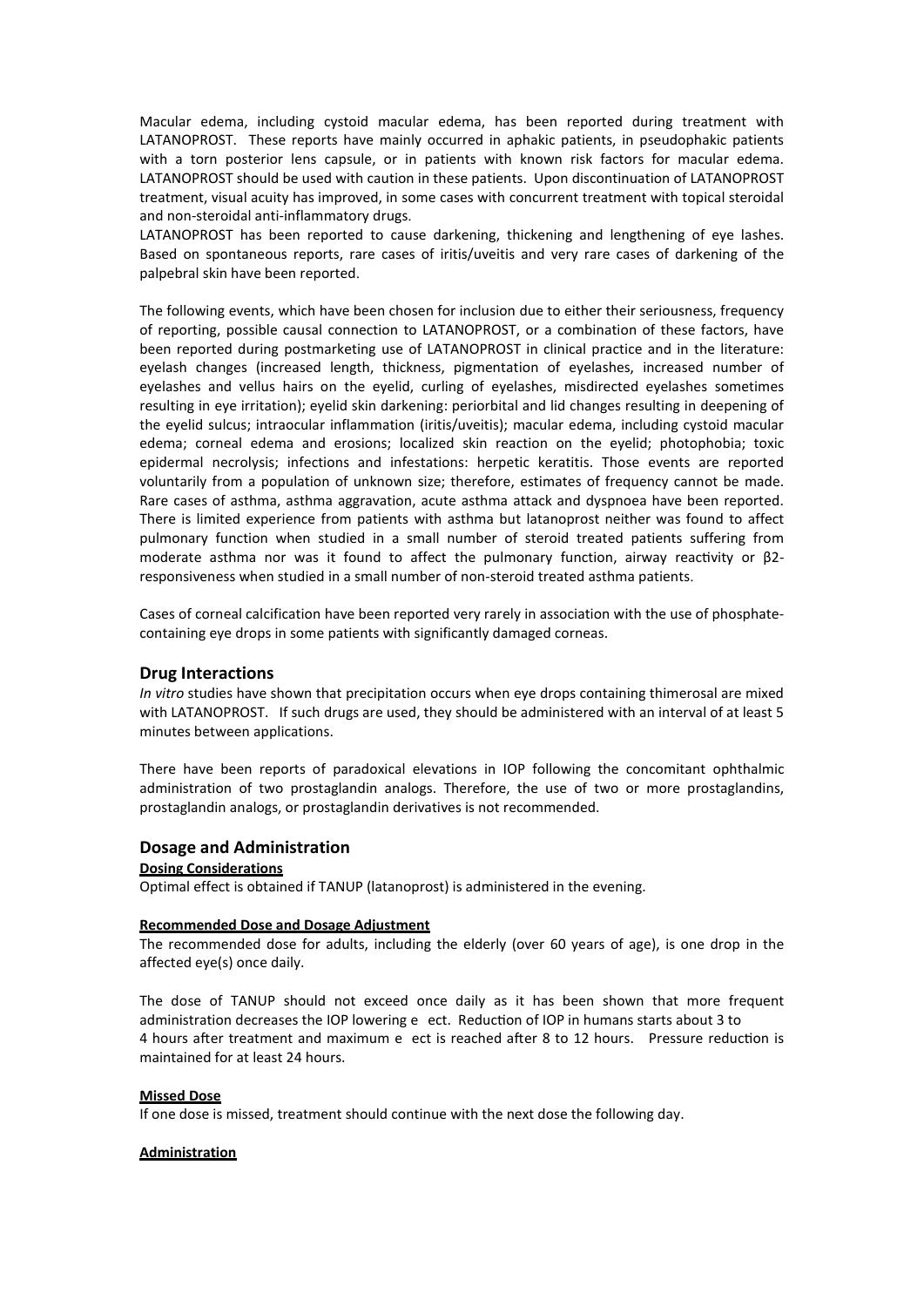Macular edema, including cystoid macular edema, has been reported during treatment with LATANOPROST. These reports have mainly occurred in aphakic patients, in pseudophakic patients with a torn posterior lens capsule, or in patients with known risk factors for macular edema. LATANOPROST should be used with caution in these patients. Upon discontinuation of LATANOPROST treatment, visual acuity has improved, in some cases with concurrent treatment with topical steroidal and non-steroidal anti-inflammatory drugs.

LATANOPROST has been reported to cause darkening, thickening and lengthening of eye lashes. Based on spontaneous reports, rare cases of iritis/uveitis and very rare cases of darkening of the palpebral skin have been reported.

The following events, which have been chosen for inclusion due to either their seriousness, frequency of reporting, possible causal connection to LATANOPROST, or a combination of these factors, have been reported during postmarketing use of LATANOPROST in clinical practice and in the literature: eyelash changes (increased length, thickness, pigmentation of eyelashes, increased number of eyelashes and vellus hairs on the eyelid, curling of eyelashes, misdirected eyelashes sometimes resulting in eye irritation); eyelid skin darkening: periorbital and lid changes resulting in deepening of the eyelid sulcus; intraocular inflammation (iritis/uveitis); macular edema, including cystoid macular edema; corneal edema and erosions; localized skin reaction on the eyelid; photophobia; toxic epidermal necrolysis; infections and infestations: herpetic keratitis. Those events are reported voluntarily from a population of unknown size; therefore, estimates of frequency cannot be made. Rare cases of asthma, asthma aggravation, acute asthma attack and dyspnoea have been reported. There is limited experience from patients with asthma but latanoprost neither was found to affect pulmonary function when studied in a small number of steroid treated patients suffering from moderate asthma nor was it found to affect the pulmonary function, airway reactivity or β2-responsiveness when studied in a small number of non-steroid treated asthma patients.

Cases of corneal calcification have been reported very rarely in association with the use of phosphate-containing eye drops in some patients with significantly damaged corneas.

## Drug Interactions

*In vitro* studies have shown that precipitation occurs when eye drops containing thimerosal are mixed with LATANOPROST. If such drugs are used, they should be administered with an interval of at least 5 minutes between applications.

There have been reports of paradoxical elevations in IOP following the concomitant ophthalmic administration of two prostaglandin analogs. Therefore, the use of two or more prostaglandins, prostaglandin analogs, or prostaglandin derivatives is not recommended.

## Dosage and Administration

### Dosing Considerations

Optimal effect is obtained if TANUP (latanoprost) is administered in the evening.

### Recommended Dose and Dosage Adjustment

The recommended dose for adults, including the elderly (over 60 years of age), is one drop in the affected eye(s) once daily.

The dose of TANUP should not exceed once daily as it has been shown that more frequent administration decreases the IOP lowering e ect. Reduction of IOP in humans starts about 3 to 4 hours after treatment and maximum e ect is reached after 8 to 12 hours. Pressure reduction is maintained for at least 24 hours.

### Missed Dose

If one dose is missed, treatment should continue with the next dose the following day.

### Administration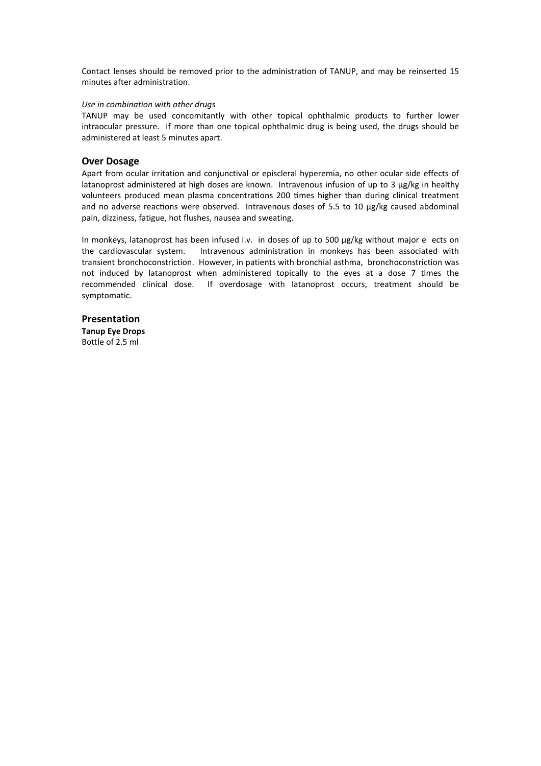Contact lenses should be removed prior to the administration of TANUP, and may be reinserted 15 minutes after administration.

*Use in combination with other drugs*

TANUP may be used concomitantly with other topical ophthalmic products to further lower intraocular pressure. If more than one topical ophthalmic drug is being used, the drugs should be administered at least 5 minutes apart.

## Over Dosage

Apart from ocular irritation and conjunctival or episcleral hyperemia, no other ocular side effects of latanoprost administered at high doses are known. Intravenous infusion of up to 3 µg/kg in healthy volunteers produced mean plasma concentrations 200 times higher than during clinical treatment and no adverse reactions were observed. Intravenous doses of 5.5 to 10 µg/kg caused abdominal pain, dizziness, fatigue, hot flushes, nausea and sweating.

In monkeys, latanoprost has been infused i.v. in doses of up to 500 µg/kg without major e ects on the cardiovascular system. Intravenous administration in monkeys has been associated with transient bronchoconstriction. However, in patients with bronchial asthma, bronchoconstriction was not induced by latanoprost when administered topically to the eyes at a dose 7 times the recommended clinical dose. If overdosage with latanoprost occurs, treatment should be symptomatic.

## Presentation

**Tanup Eye Drops**
Bottle of 2.5 ml